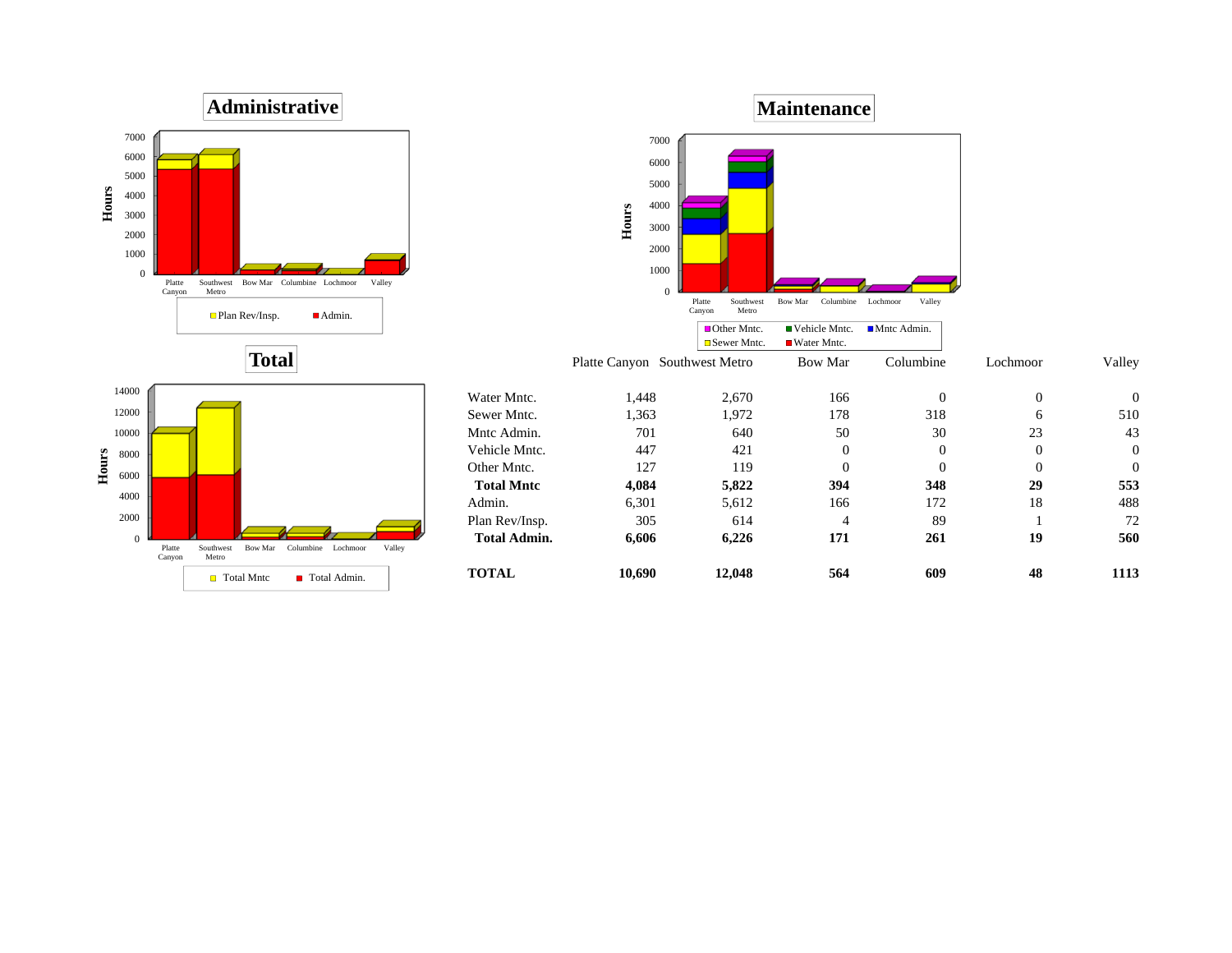## Administrative

Hours

7000
6000
5000
4000
3000
2000
1000
0

Platte Canyon | Southwest Metro | Bow Mar | Columbine | Lochmoor | Valley

Plan Rev/Insp. | Admin.

## Maintenance

Hours

7000
6000
5000
4000
3000
2000
1000
0

Platte Canyon | Southwest Metro | Bow Mar | Columbine | Lochmoor | Valley

Other Mntc. | Vehicle Mntc. | Mntc Admin. | Sewer Mntc. | Water Mntc.

## Total

Hours

14000
12000
10000
8000
6000
4000
2000
0

Platte Canyon | Southwest Metro | Bow Mar | Columbine | Lochmoor | Valley

Total Mntc | Total Admin.

| | Platte Canyon | Southwest Metro | Bow Mar | Columbine | Lochmoor | Valley |
|---|---|---|---|---|---|---|
| Water Mntc. | 1,448 | 2,670 | 166 | 0 | 0 | 0 |
| Sewer Mntc. | 1,363 | 1,972 | 178 | 318 | 6 | 510 |
| Mntc Admin. | 701 | 640 | 50 | 30 | 23 | 43 |
| Vehicle Mntc. | 447 | 421 | 0 | 0 | 0 | 0 |
| Other Mntc. | 127 | 119 | 0 | 0 | 0 | 0 |
| **Total Mntc** | **4,084** | **5,822** | **394** | **348** | **29** | **553** |
| Admin. | 6,301 | 5,612 | 166 | 172 | 18 | 488 |
| Plan Rev/Insp. | 305 | 614 | 4 | 89 | 1 | 72 |
| **Total Admin.** | **6,606** | **6,226** | **171** | **261** | **19** | **560** |
| | | | | | | |
| **TOTAL** | **10,690** | **12,048** | **564** | **609** | **48** | **1113** |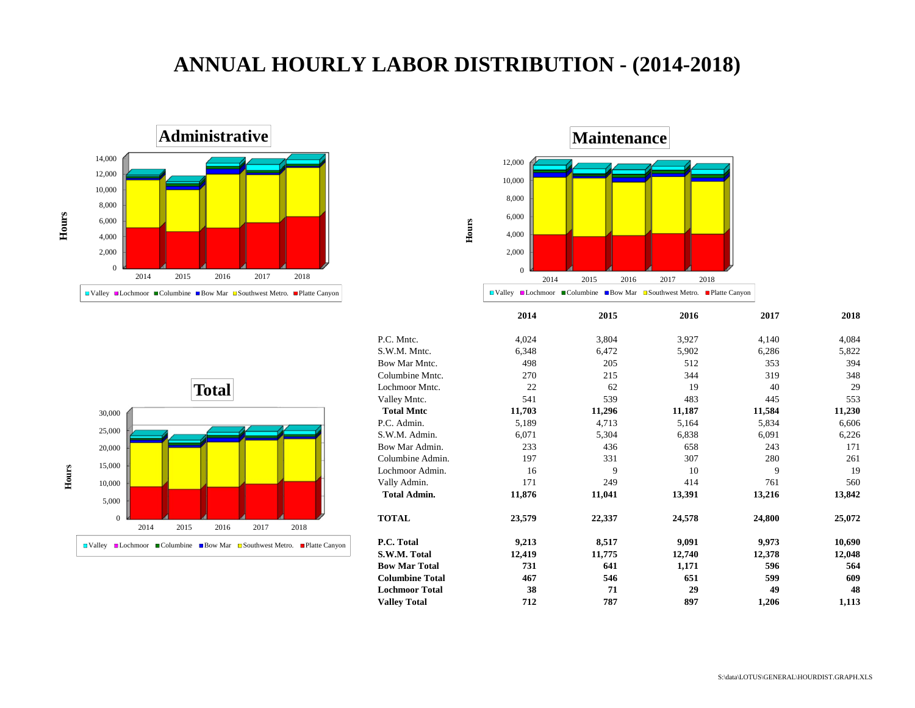# ANNUAL HOURLY LABOR DISTRIBUTION - (2014-2018)

**Administrative**

Hours

14,000
12,000
10,000
8,000
6,000
4,000
2,000
0

2014 2015 2016 2017 2018

Valley Lochmoor Columbine Bow Mar Southwest Metro. Platte Canyon

**Maintenance**

Hours

12,000
10,000
8,000
6,000
4,000
2,000
0

2014 2015 2016 2017 2018

Valley Lochmoor Columbine Bow Mar Southwest Metro. Platte Canyon

**Total**

Hours

30,000
25,000
20,000
15,000
10,000
5,000
0

2014 2015 2016 2017 2018

Valley Lochmoor Columbine Bow Mar Southwest Metro. Platte Canyon

| | 2014 | 2015 | 2016 | 2017 | 2018 |
|---|---|---|---|---|---|
| P.C. Mntc. | 4,024 | 3,804 | 3,927 | 4,140 | 4,084 |
| S.W.M. Mntc. | 6,348 | 6,472 | 5,902 | 6,286 | 5,822 |
| Bow Mar Mntc. | 498 | 205 | 512 | 353 | 394 |
| Columbine Mntc. | 270 | 215 | 344 | 319 | 348 |
| Lochmoor Mntc. | 22 | 62 | 19 | 40 | 29 |
| Valley Mntc. | 541 | 539 | 483 | 445 | 553 |
| **Total Mntc** | **11,703** | **11,296** | **11,187** | **11,584** | **11,230** |
| P.C. Admin. | 5,189 | 4,713 | 5,164 | 5,834 | 6,606 |
| S.W.M. Admin. | 6,071 | 5,304 | 6,838 | 6,091 | 6,226 |
| Bow Mar Admin. | 233 | 436 | 658 | 243 | 171 |
| Columbine Admin. | 197 | 331 | 307 | 280 | 261 |
| Lochmoor Admin. | 16 | 9 | 10 | 9 | 19 |
| Vally Admin. | 171 | 249 | 414 | 761 | 560 |
| **Total Admin.** | **11,876** | **11,041** | **13,391** | **13,216** | **13,842** |
| **TOTAL** | **23,579** | **22,337** | **24,578** | **24,800** | **25,072** |
| **P.C. Total** | **9,213** | **8,517** | **9,091** | **9,973** | **10,690** |
| **S.W.M. Total** | **12,419** | **11,775** | **12,740** | **12,378** | **12,048** |
| **Bow Mar Total** | **731** | **641** | **1,171** | **596** | **564** |
| **Columbine Total** | **467** | **546** | **651** | **599** | **609** |
| **Lochmoor Total** | **38** | **71** | **29** | **49** | **48** |
| **Valley Total** | **712** | **787** | **897** | **1,206** | **1,113** |

S:\data\LOTUS\GENERAL\HOURDIST.GRAPH.XLS